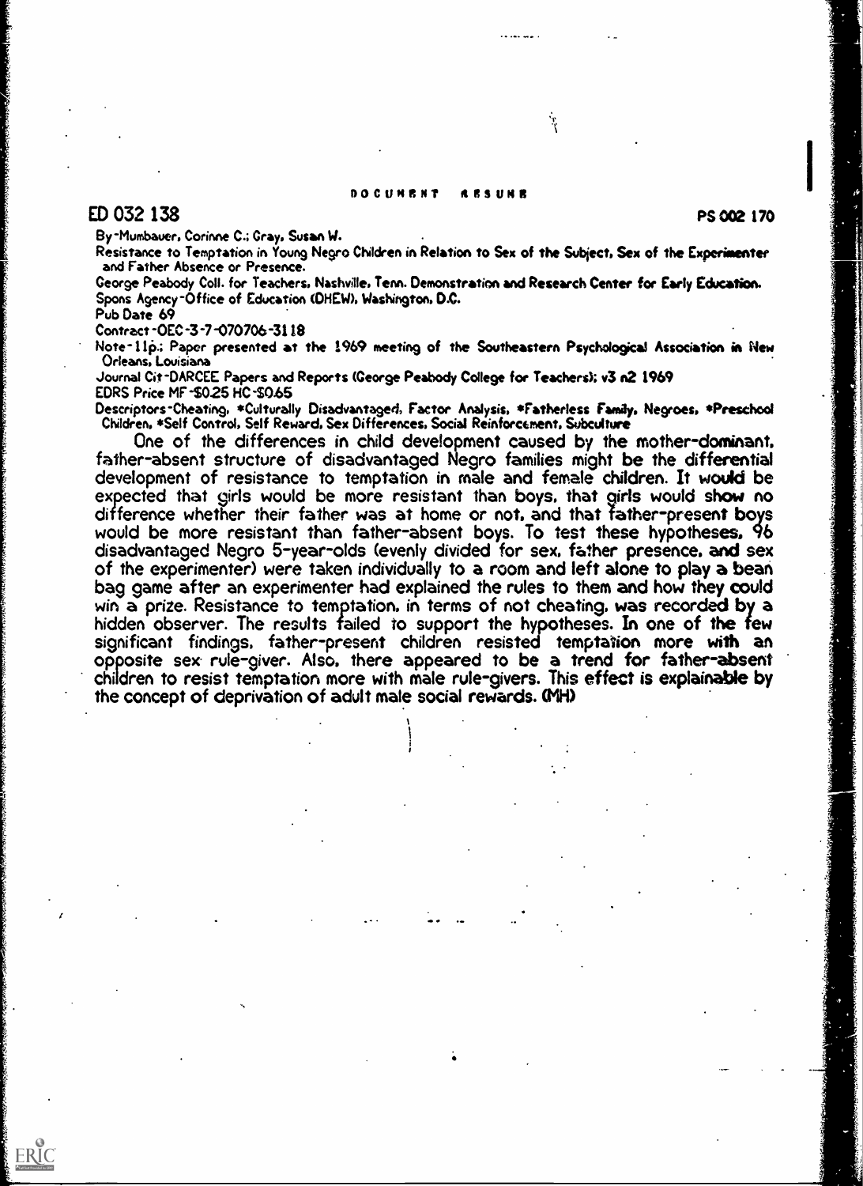DOCUMENT RESUME

ED 032 138 PS 002 170

By-Mumbauer, Corinne C.; Gray, Susan W.

Resistance to Temptation in Young Negro Children in Relation to Sex of the Subject, Sex of the Experimenter and Father Absence or Presence.

George Peabody Coll. for Teachers, Nashville, Tenn. Demonstration and Research Center for Early Education.

Spons Agency-Office of Education (DHEW), Washington, D.C.

Pub Date 69

Contract-OEC-3-7-070706-3118

Note-11p.; Paper presented at the 1969 meeting of the Southeastern Psychological Association in New Orleans, Louisiana

Journal Cit-DARCEE Papers and Reports (George Peabody College for Teachers); v3 n2 1969

EDRS Price MF-$0.25 HC-$0.65

Descriptors-Cheating, *Culturally Disadvantaged, Factor Analysis, *Fatherless Family, Negroes, *Preschool Children, *Self Control, Self Reward, Sex Differences, Social Reinforcement, Subculture

One of the differences in child development caused by the mother-dominant, father-absent structure of disadvantaged Negro families might be the differential development of resistance to temptation in male and female children. It would be expected that girls would be more resistant than boys, that girls would show no difference whether their father was at home or not, and that father-present boys would be more resistant than father-absent boys. To test these hypotheses, 96 disadvantaged Negro 5-year-olds (evenly divided for sex, father presence, and sex of the experimenter) were taken individually to a room and left alone to play a bean bag game after an experimenter had explained the rules to them and how they could win a prize. Resistance to temptation, in terms of not cheating, was recorded by a hidden observer. The results failed to support the hypotheses. In one of the few significant findings, father-present children resisted temptation more with an opposite sex rule-giver. Also, there appeared to be a trend for father-absent children to resist temptation more with male rule-givers. This effect is explainable by the concept of deprivation of adult male social rewards. (MH)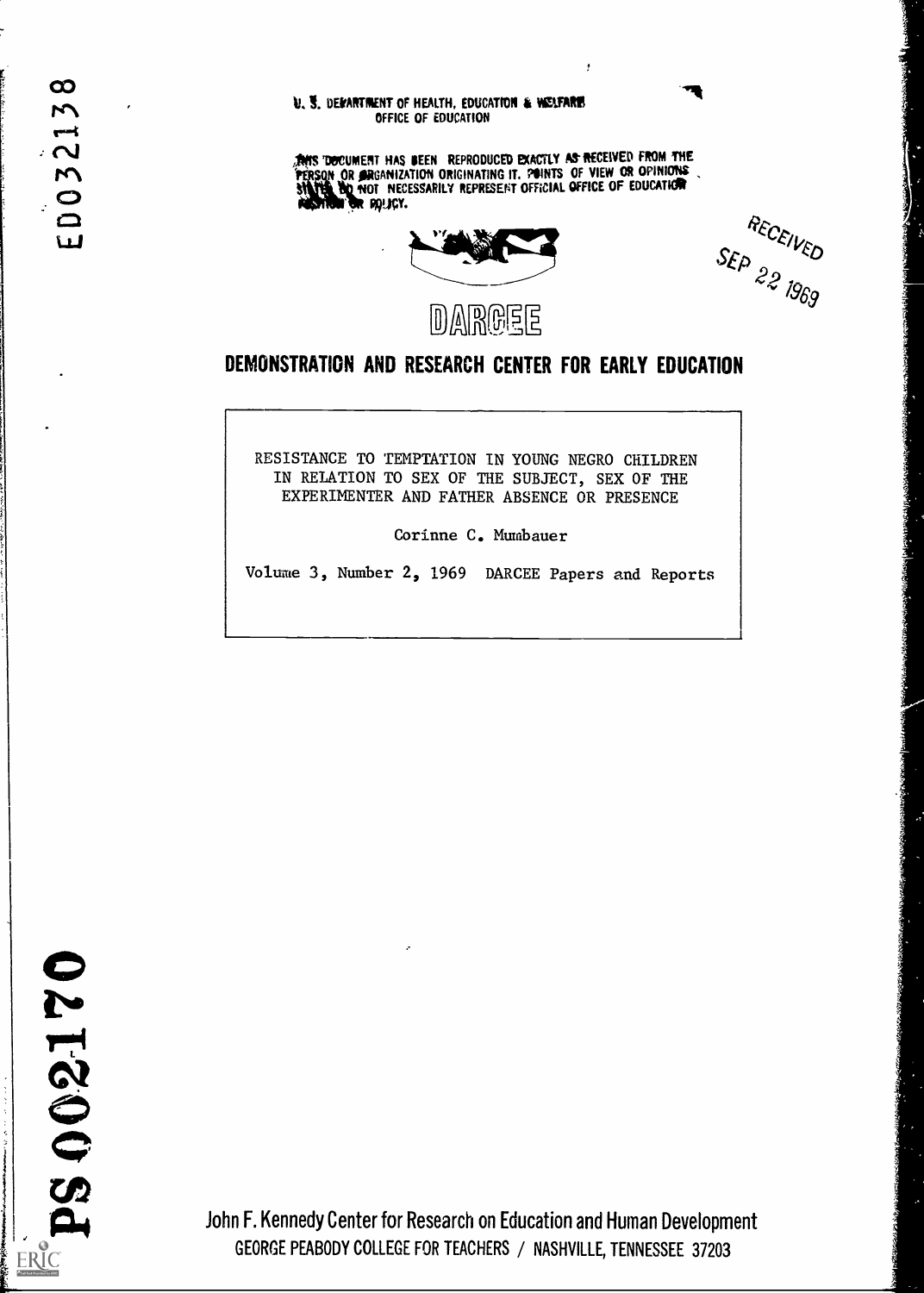U. S. DEPARTMENT OF HEALTH, EDUCATION & WELFARE
OFFICE OF EDUCATION

THIS DOCUMENT HAS BEEN REPRODUCED EXACTLY AS RECEIVED FROM THE PERSON OR ORGANIZATION ORIGINATING IT. POINTS OF VIEW OR OPINIONS STATED DO NOT NECESSARILY REPRESENT OFFICIAL OFFICE OF EDUCATION POSITION OR POLICY.

RECEIVED SEP 22 1969

DARCEE

# DEMONSTRATION AND RESEARCH CENTER FOR EARLY EDUCATION

RESISTANCE TO TEMPTATION IN YOUNG NEGRO CHILDREN IN RELATION TO SEX OF THE SUBJECT, SEX OF THE EXPERIMENTER AND FATHER ABSENCE OR PRESENCE

Corinne C. Mumbauer

Volume 3, Number 2, 1969 DARCEE Papers and Reports

John F. Kennedy Center for Research on Education and Human Development
GEORGE PEABODY COLLEGE FOR TEACHERS / NASHVILLE, TENNESSEE 37203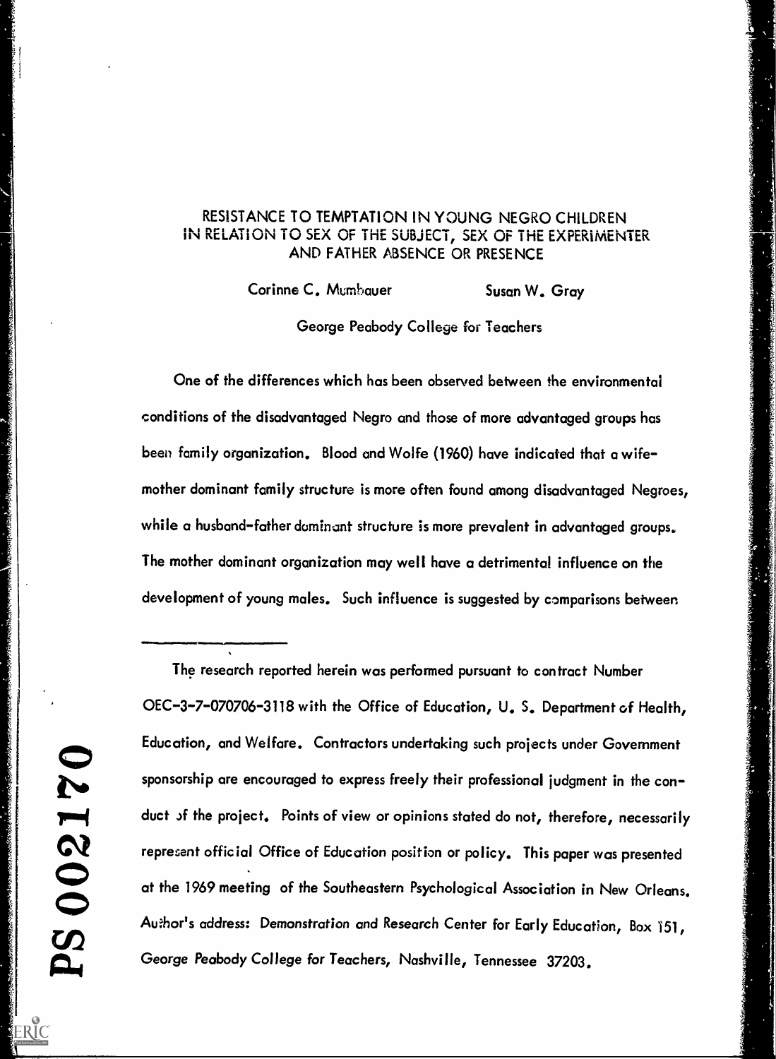# RESISTANCE TO TEMPTATION IN YOUNG NEGRO CHILDREN IN RELATION TO SEX OF THE SUBJECT, SEX OF THE EXPERIMENTER AND FATHER ABSENCE OR PRESENCE

Corinne C. Mumbauer Susan W. Gray

George Peabody College for Teachers

One of the differences which has been observed between the environmental conditions of the disadvantaged Negro and those of more advantaged groups has been family organization. Blood and Wolfe (1960) have indicated that a wife-mother dominant family structure is more often found among disadvantaged Negroes, while a husband-father dominant structure is more prevalent in advantaged groups. The mother dominant organization may well have a detrimental influence on the development of young males. Such influence is suggested by comparisons between

---

The research reported herein was performed pursuant to contract Number OEC-3-7-070706-3118 with the Office of Education, U. S. Department of Health, Education, and Welfare. Contractors undertaking such projects under Government sponsorship are encouraged to express freely their professional judgment in the conduct of the project. Points of view or opinions stated do not, therefore, necessarily represent official Office of Education position or policy. This paper was presented at the 1969 meeting of the Southeastern Psychological Association in New Orleans. Author's address: Demonstration and Research Center for Early Education, Box 151, George Peabody College for Teachers, Nashville, Tennessee 37203.

PS 002170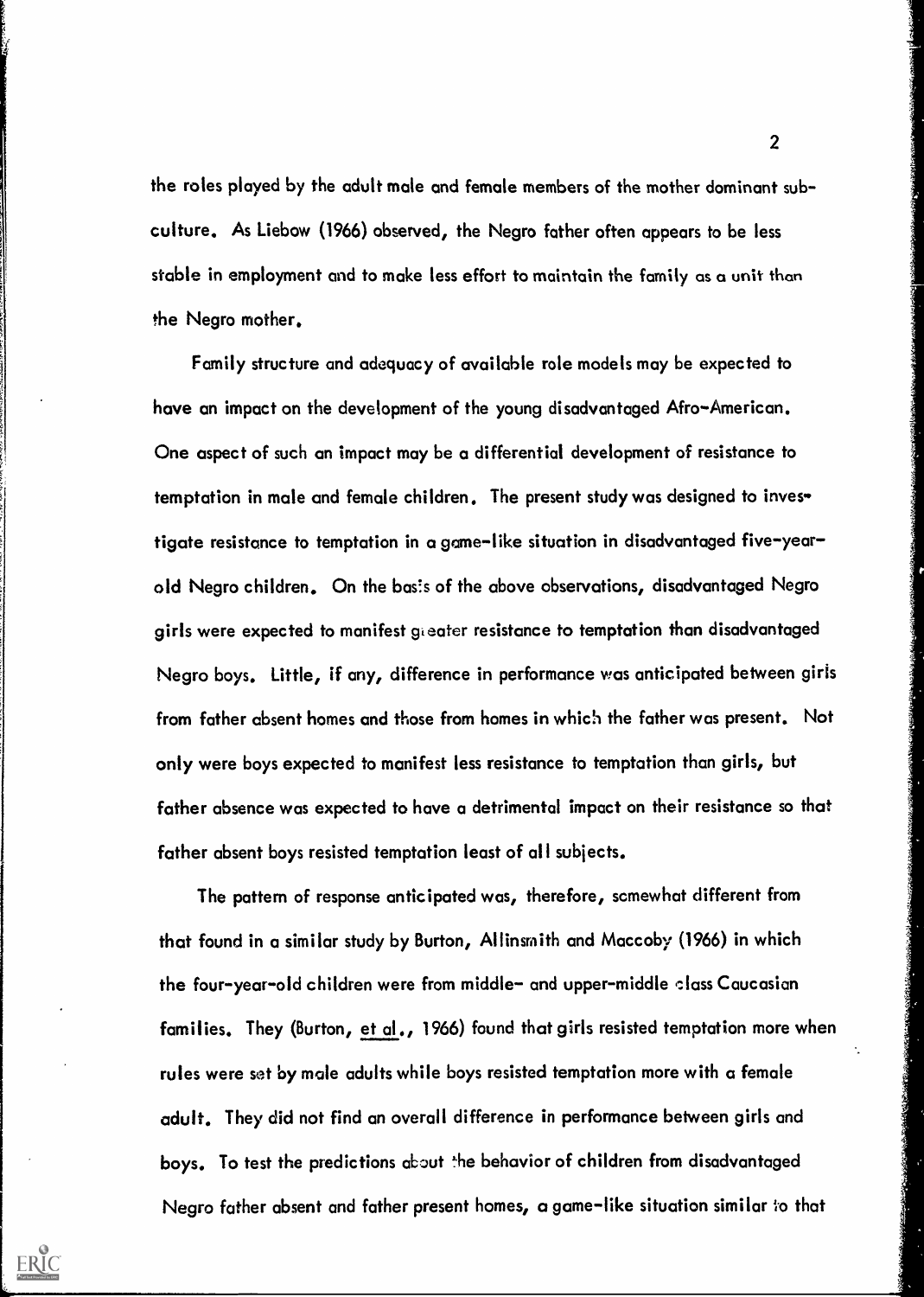the roles played by the adult male and female members of the mother dominant subculture. As Liebow (1966) observed, the Negro father often appears to be less stable in employment and to make less effort to maintain the family as a unit than the Negro mother.

Family structure and adequacy of available role models may be expected to have an impact on the development of the young disadvantaged Afro-American. One aspect of such an impact may be a differential development of resistance to temptation in male and female children. The present study was designed to investigate resistance to temptation in a game-like situation in disadvantaged five-year-old Negro children. On the basis of the above observations, disadvantaged Negro girls were expected to manifest greater resistance to temptation than disadvantaged Negro boys. Little, if any, difference in performance was anticipated between girls from father absent homes and those from homes in which the father was present. Not only were boys expected to manifest less resistance to temptation than girls, but father absence was expected to have a detrimental impact on their resistance so that father absent boys resisted temptation least of all subjects.

The pattern of response anticipated was, therefore, somewhat different from that found in a similar study by Burton, Allinsmith and Maccoby (1966) in which the four-year-old children were from middle- and upper-middle class Caucasian families. They (Burton, et al., 1966) found that girls resisted temptation more when rules were set by male adults while boys resisted temptation more with a female adult. They did not find an overall difference in performance between girls and boys. To test the predictions about the behavior of children from disadvantaged Negro father absent and father present homes, a game-like situation similar to that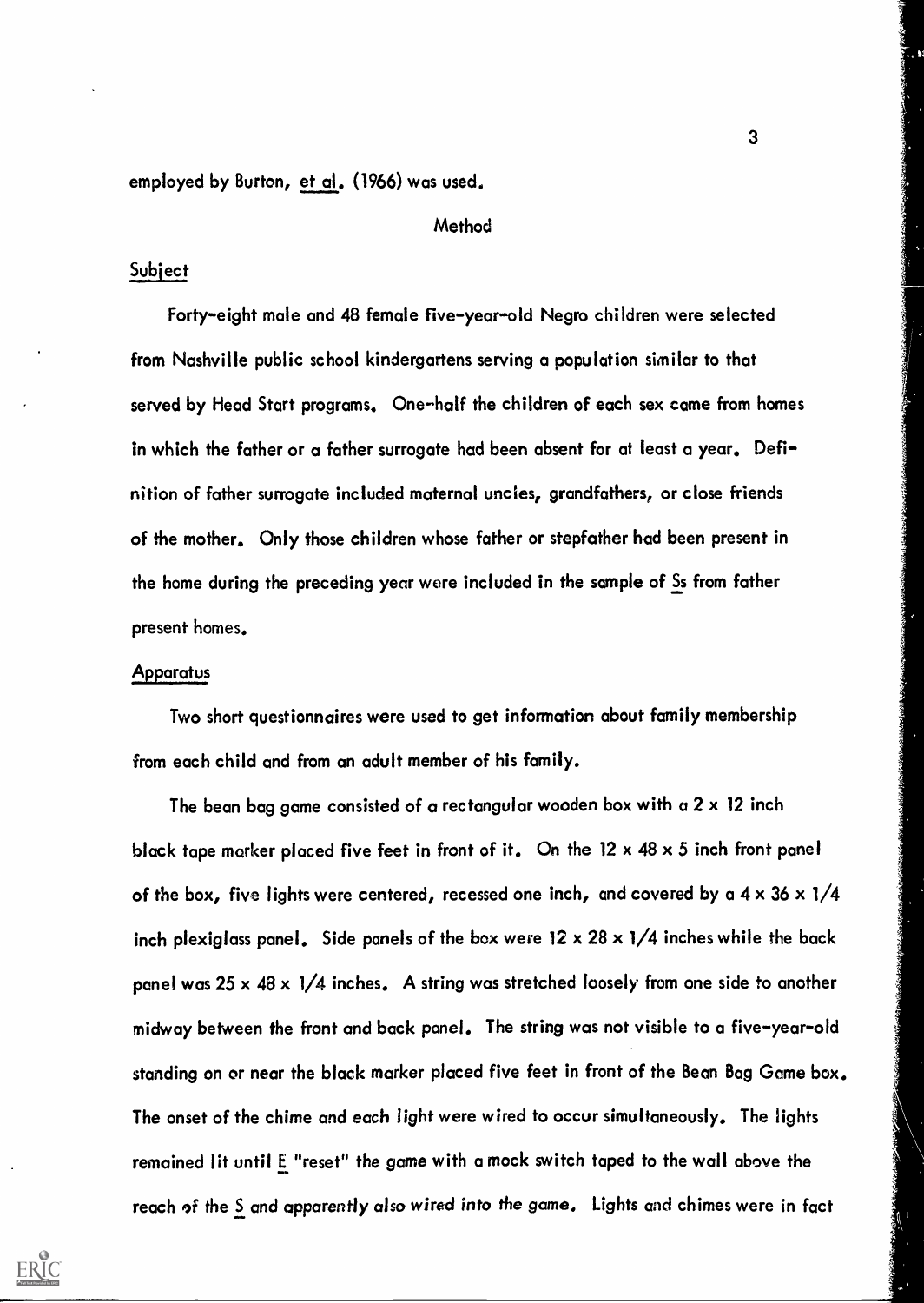employed by Burton, *et al.* (1966) was used.

## Method

### Subject

Forty-eight male and 48 female five-year-old Negro children were selected from Nashville public school kindergartens serving a population similar to that served by Head Start programs. One-half the children of each sex came from homes in which the father or a father surrogate had been absent for at least a year. Definition of father surrogate included maternal uncles, grandfathers, or close friends of the mother. Only those children whose father or stepfather had been present in the home during the preceding year were included in the sample of *Ss* from father present homes.

### Apparatus

Two short questionnaires were used to get information about family membership from each child and from an adult member of his family.

The bean bag game consisted of a rectangular wooden box with a 2 x 12 inch black tape marker placed five feet in front of it. On the 12 x 48 x 5 inch front panel of the box, five lights were centered, recessed one inch, and covered by a 4 x 36 x 1/4 inch plexiglass panel. Side panels of the box were 12 x 28 x 1/4 inches while the back panel was 25 x 48 x 1/4 inches. A string was stretched loosely from one side to another midway between the front and back panel. The string was not visible to a five-year-old standing on or near the black marker placed five feet in front of the Bean Bag Game box. The onset of the chime and each light were wired to occur simultaneously. The lights remained lit until *E* "reset" the game with a mock switch taped to the wall above the reach of the *S* and apparently also wired into the game. Lights and chimes were in fact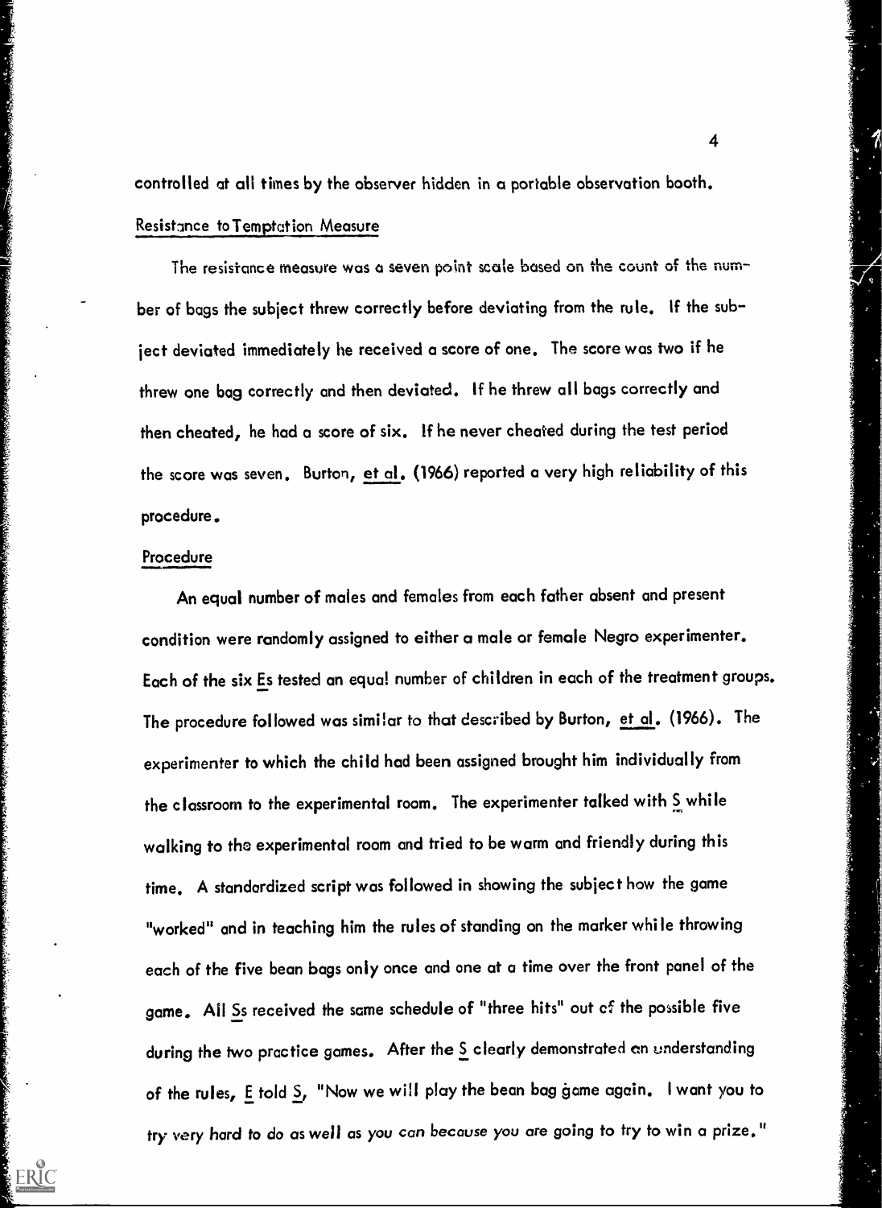controlled at all times by the observer hidden in a portable observation booth.

### Resistance to Temptation Measure

The resistance measure was a seven point scale based on the count of the number of bags the subject threw correctly before deviating from the rule. If the subject deviated immediately he received a score of one. The score was two if he threw one bag correctly and then deviated. If he threw all bags correctly and then cheated, he had a score of six. If he never cheated during the test period the score was seven. Burton, et al. (1966) reported a very high reliability of this procedure.

### Procedure

An equal number of males and females from each father absent and present condition were randomly assigned to either a male or female Negro experimenter. Each of the six Es tested an equal number of children in each of the treatment groups. The procedure followed was similar to that described by Burton, et al. (1966). The experimenter to which the child had been assigned brought him individually from the classroom to the experimental room. The experimenter talked with S while walking to the experimental room and tried to be warm and friendly during this time. A standardized script was followed in showing the subject how the game "worked" and in teaching him the rules of standing on the marker while throwing each of the five bean bags only once and one at a time over the front panel of the game. All Ss received the same schedule of "three hits" out of the possible five during the two practice games. After the S clearly demonstrated an understanding of the rules, E told S, "Now we will play the bean bag game again. I want you to try very hard to do as well as you can because you are going to try to win a prize."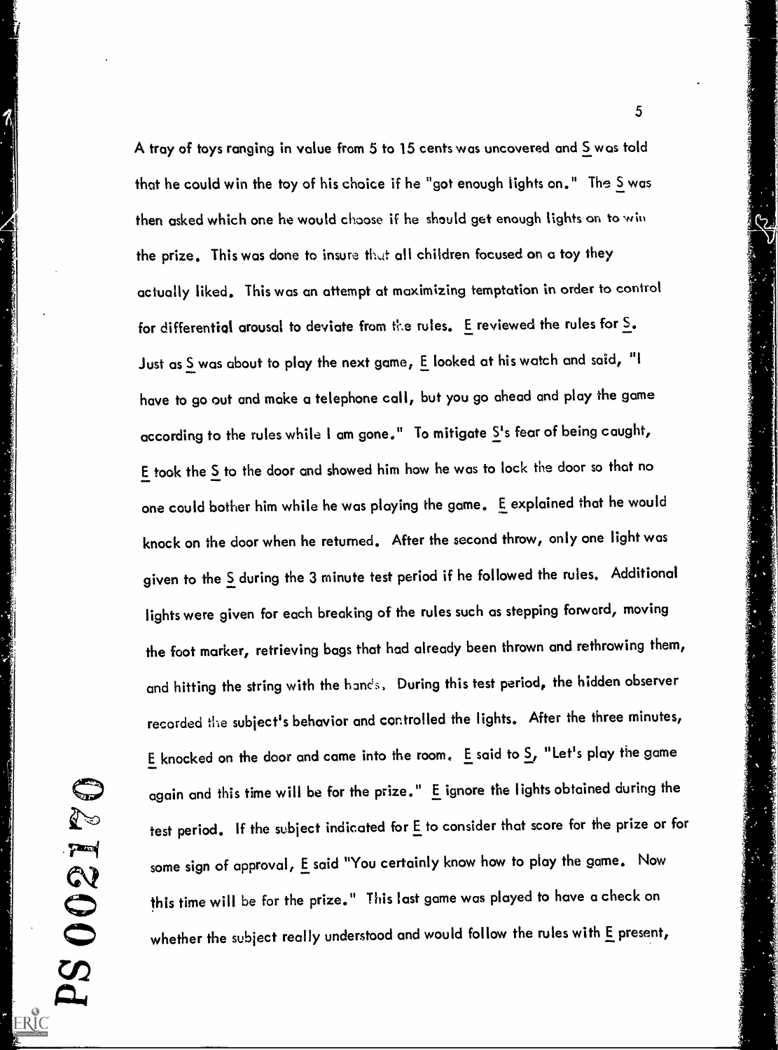A tray of toys ranging in value from 5 to 15 cents was uncovered and S was told that he could win the toy of his choice if he "got enough lights on." The S was then asked which one he would choose if he should get enough lights on to win the prize. This was done to insure that all children focused on a toy they actually liked. This was an attempt at maximizing temptation in order to control for differential arousal to deviate from the rules. E reviewed the rules for S. Just as S was about to play the next game, E looked at his watch and said, "I have to go out and make a telephone call, but you go ahead and play the game according to the rules while I am gone." To mitigate S's fear of being caught, E took the S to the door and showed him how he was to lock the door so that no one could bother him while he was playing the game. E explained that he would knock on the door when he returned. After the second throw, only one light was given to the S during the 3 minute test period if he followed the rules. Additional lights were given for each breaking of the rules such as stepping forward, moving the foot marker, retrieving bags that had already been thrown and rethrowing them, and hitting the string with the hands. During this test period, the hidden observer recorded the subject's behavior and controlled the lights. After the three minutes, E knocked on the door and came into the room. E said to S, "Let's play the game again and this time will be for the prize." E ignore the lights obtained during the test period. If the subject indicated for E to consider that score for the prize or for some sign of approval, E said "You certainly know how to play the game. Now this time will be for the prize." This last game was played to have a check on whether the subject really understood and would follow the rules with E present,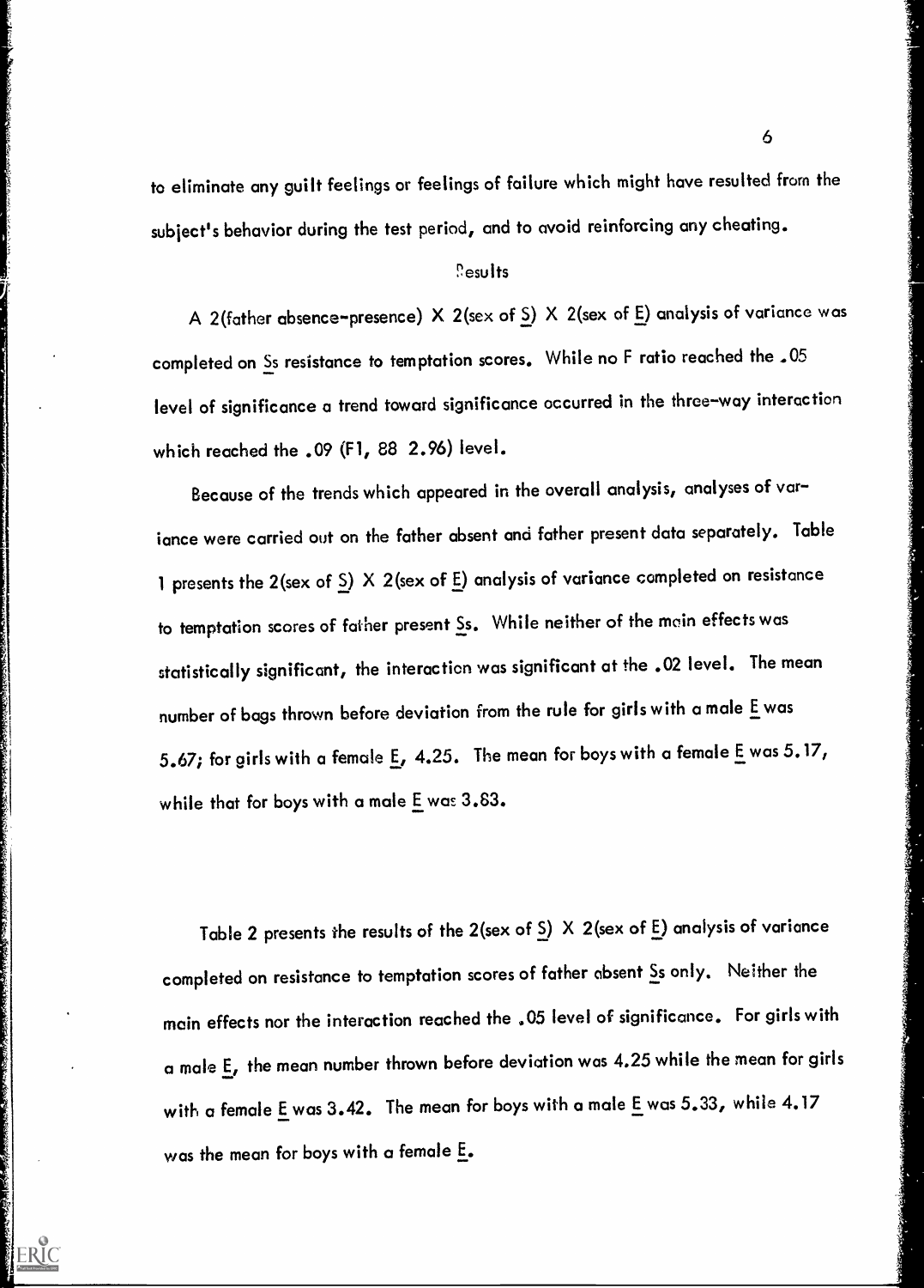to eliminate any guilt feelings or feelings of failure which might have resulted from the subject's behavior during the test period, and to avoid reinforcing any cheating.

## Results

A 2(father absence-presence) X 2(sex of S) X 2(sex of E) analysis of variance was completed on Ss resistance to temptation scores. While no F ratio reached the .05 level of significance a trend toward significance occurred in the three-way interaction which reached the .09 (F1, 88 2.96) level.

Because of the trends which appeared in the overall analysis, analyses of variance were carried out on the father absent and father present data separately. Table 1 presents the 2(sex of S) X 2(sex of E) analysis of variance completed on resistance to temptation scores of father present Ss. While neither of the main effects was statistically significant, the interaction was significant at the .02 level. The mean number of bags thrown before deviation from the rule for girls with a male E was 5.67; for girls with a female E, 4.25. The mean for boys with a female E was 5.17, while that for boys with a male E was 3.83.

Table 2 presents the results of the 2(sex of S) X 2(sex of E) analysis of variance completed on resistance to temptation scores of father absent Ss only. Neither the main effects nor the interaction reached the .05 level of significance. For girls with a male E, the mean number thrown before deviation was 4.25 while the mean for girls with a female E was 3.42. The mean for boys with a male E was 5.33, while 4.17 was the mean for boys with a female E.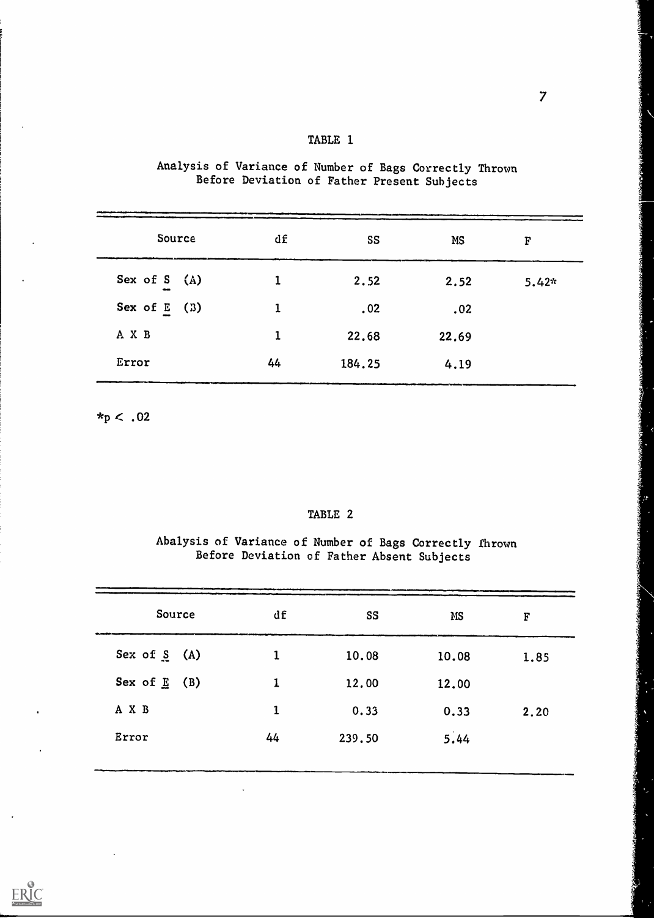## TABLE 1

Analysis of Variance of Number of Bags Correctly Thrown Before Deviation of Father Present Subjects

| Source | df | SS | MS | F |
|---|---|---|---|---|
| Sex of S (A) | 1 | 2.52 | 2.52 | 5.42* |
| Sex of E (B) | 1 | .02 | .02 | |
| A X B | 1 | 22.68 | 22.69 | |
| Error | 44 | 184.25 | 4.19 | |

*p < .02

## TABLE 2

Abalysis of Variance of Number of Bags Correctly Thrown Before Deviation of Father Absent Subjects

| Source | df | SS | MS | F |
|---|---|---|---|---|
| Sex of S (A) | 1 | 10.08 | 10.08 | 1.85 |
| Sex of E (B) | 1 | 12.00 | 12.00 | |
| A X B | 1 | 0.33 | 0.33 | 2.20 |
| Error | 44 | 239.50 | 5.44 | |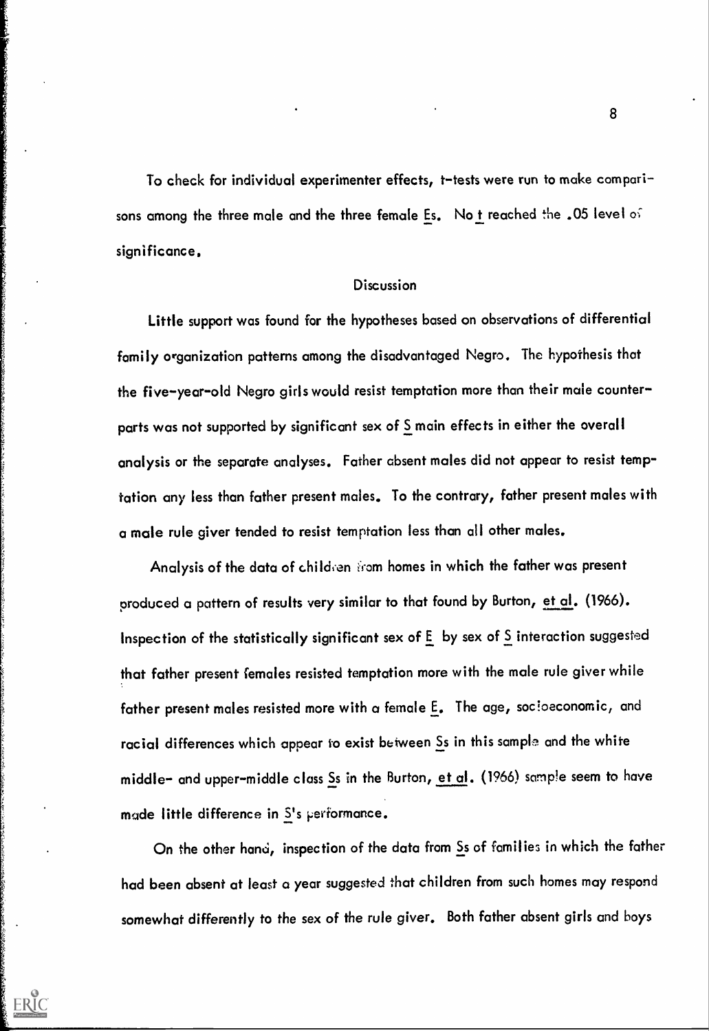To check for individual experimenter effects, t-tests were run to make comparisons among the three male and the three female Es. No t reached the .05 level of significance.

## Discussion

Little support was found for the hypotheses based on observations of differential family organization patterns among the disadvantaged Negro. The hypothesis that the five-year-old Negro girls would resist temptation more than their male counterparts was not supported by significant sex of S main effects in either the overall analysis or the separate analyses. Father absent males did not appear to resist temptation any less than father present males. To the contrary, father present males with a male rule giver tended to resist temptation less than all other males.

Analysis of the data of children from homes in which the father was present produced a pattern of results very similar to that found by Burton, et al. (1966). Inspection of the statistically significant sex of E by sex of S interaction suggested that father present females resisted temptation more with the male rule giver while father present males resisted more with a female E. The age, socioeconomic, and racial differences which appear to exist between Ss in this sample and the white middle- and upper-middle class Ss in the Burton, et al. (1966) sample seem to have made little difference in S's performance.

On the other hand, inspection of the data from Ss of families in which the father had been absent at least a year suggested that children from such homes may respond somewhat differently to the sex of the rule giver. Both father absent girls and boys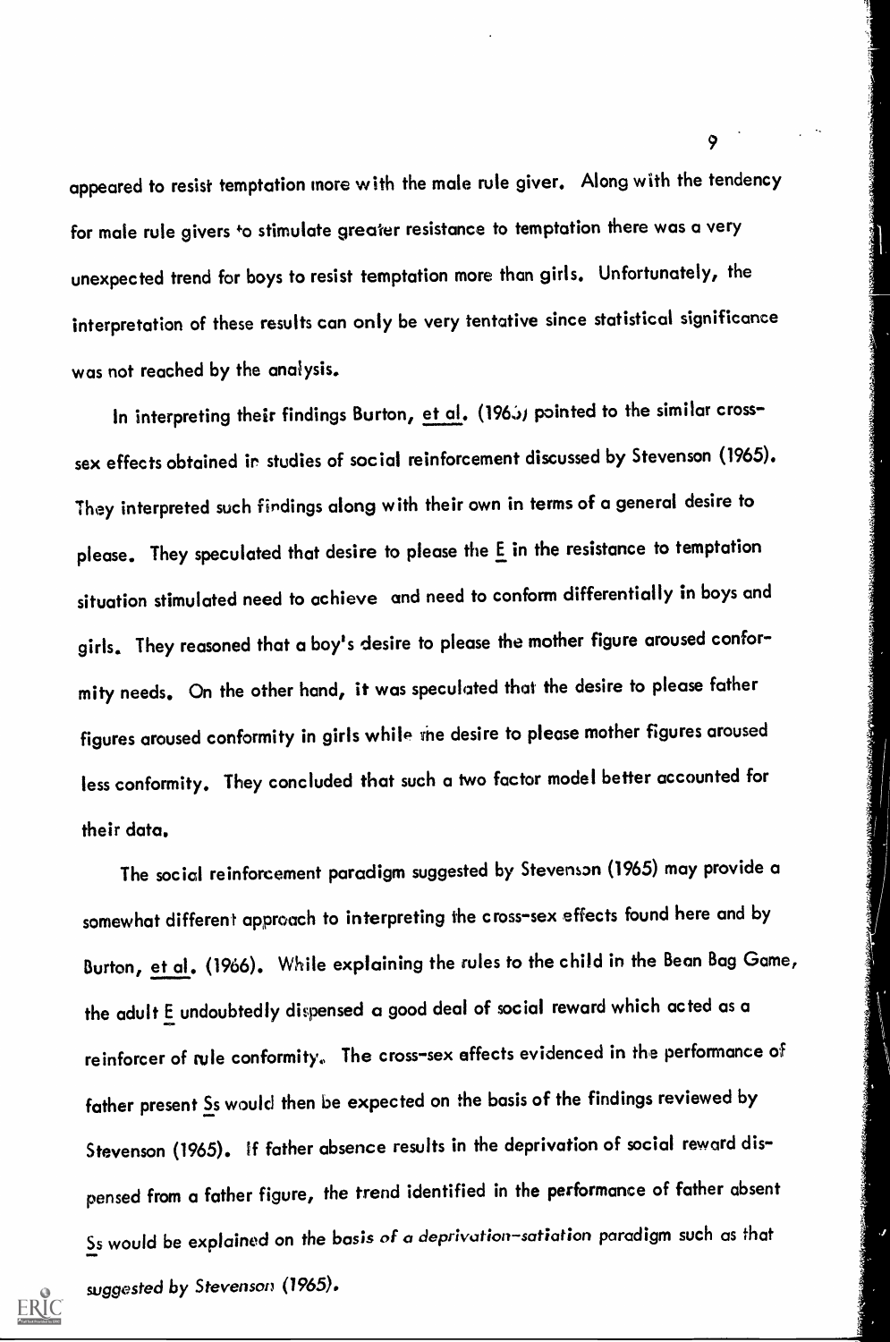appeared to resist temptation more with the male rule giver. Along with the tendency for male rule givers to stimulate greater resistance to temptation there was a very unexpected trend for boys to resist temptation more than girls. Unfortunately, the interpretation of these results can only be very tentative since statistical significance was not reached by the analysis.

In interpreting their findings Burton, et al. (1966) pointed to the similar cross-sex effects obtained in studies of social reinforcement discussed by Stevenson (1965). They interpreted such findings along with their own in terms of a general desire to please. They speculated that desire to please the E in the resistance to temptation situation stimulated need to achieve and need to conform differentially in boys and girls. They reasoned that a boy's desire to please the mother figure aroused conformity needs. On the other hand, it was speculated that the desire to please father figures aroused conformity in girls while the desire to please mother figures aroused less conformity. They concluded that such a two factor model better accounted for their data.

The social reinforcement paradigm suggested by Stevenson (1965) may provide a somewhat different approach to interpreting the cross-sex effects found here and by Burton, et al. (1966). While explaining the rules to the child in the Bean Bag Game, the adult E undoubtedly dispensed a good deal of social reward which acted as a reinforcer of rule conformity. The cross-sex affects evidenced in the performance of father present Ss would then be expected on the basis of the findings reviewed by Stevenson (1965). If father absence results in the deprivation of social reward dispensed from a father figure, the trend identified in the performance of father absent Ss would be explained on the basis of a deprivation-satiation paradigm such as that suggested by Stevenson (1965).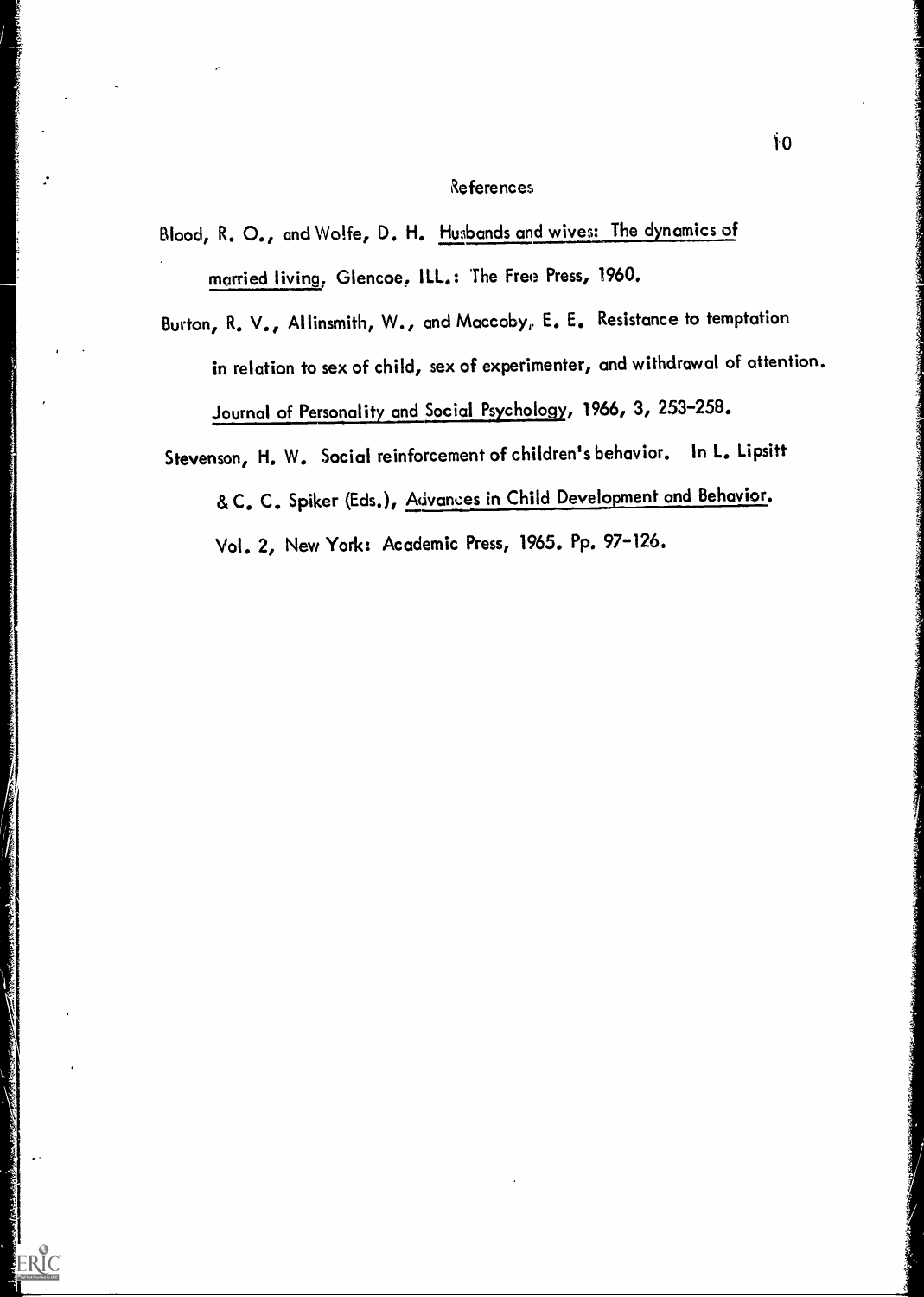## References

Blood, R. O., and Wolfe, D. H. Husbands and wives: The dynamics of married living, Glencoe, ILL.: The Free Press, 1960.

Burton, R. V., Allinsmith, W., and Maccoby, E. E. Resistance to temptation in relation to sex of child, sex of experimenter, and withdrawal of attention. Journal of Personality and Social Psychology, 1966, 3, 253-258.

Stevenson, H. W. Social reinforcement of children's behavior. In L. Lipsitt & C. C. Spiker (Eds.), Advances in Child Development and Behavior. Vol. 2, New York: Academic Press, 1965. Pp. 97-126.